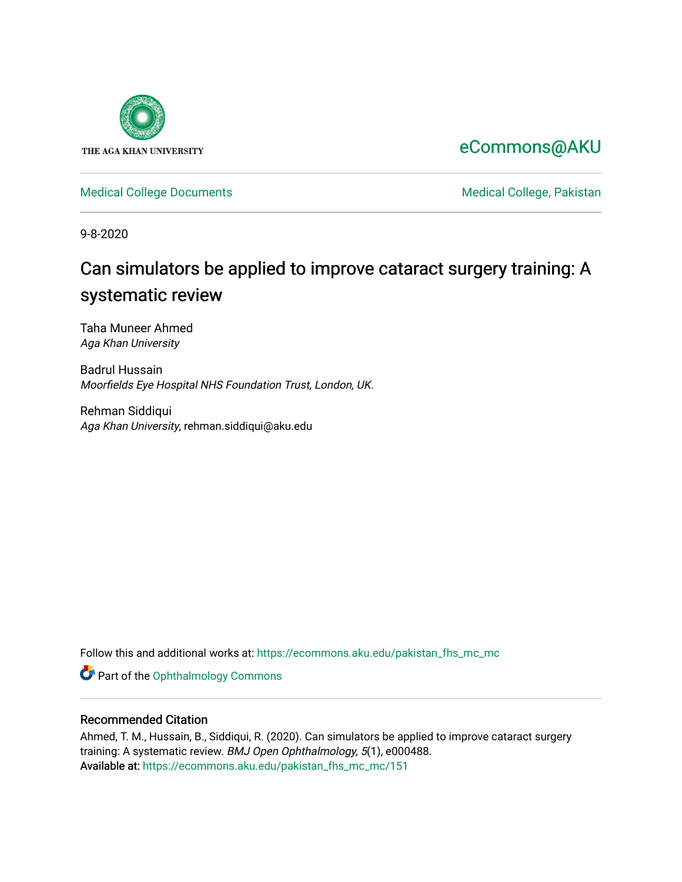THE AGA KHAN UNIVERSITY

eCommons@AKU

Medical College Documents

Medical College, Pakistan

9-8-2020

# Can simulators be applied to improve cataract surgery training: A systematic review

Taha Muneer Ahmed
*Aga Khan University*

Badrul Hussain
*Moorfields Eye Hospital NHS Foundation Trust, London, UK.*

Rehman Siddiqui
*Aga Khan University*, rehman.siddiqui@aku.edu

Follow this and additional works at: https://ecommons.aku.edu/pakistan_fhs_mc_mc

Part of the Ophthalmology Commons

## Recommended Citation

Ahmed, T. M., Hussain, B., Siddiqui, R. (2020). Can simulators be applied to improve cataract surgery training: A systematic review. *BMJ Open Ophthalmology, 5*(1), e000488.
Available at: https://ecommons.aku.edu/pakistan_fhs_mc_mc/151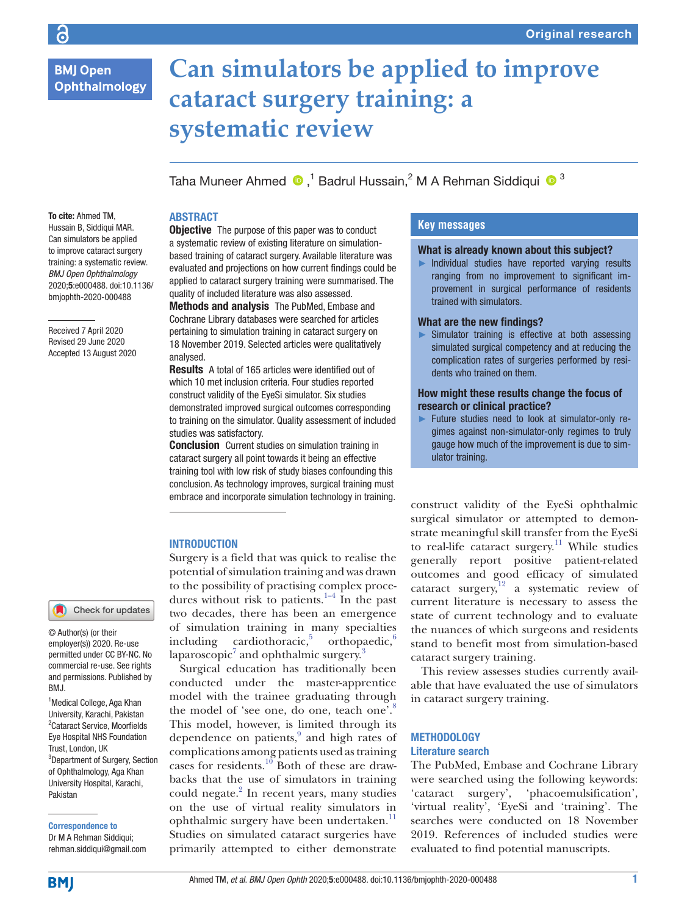# Can simulators be applied to improve cataract surgery training: a systematic review

Taha Muneer Ahmed ,[1] Badrul Hussain,[2] M A Rehman Siddiqui [3]

**To cite:** Ahmed TM, Hussain B, Siddiqui MAR. Can simulators be applied to improve cataract surgery training: a systematic review. *BMJ Open Ophthalmology* 2020;**5**:e000488. doi:10.1136/bmjophth-2020-000488

Received 7 April 2020
Revised 29 June 2020
Accepted 13 August 2020

© Author(s) (or their employer(s)) 2020. Re-use permitted under CC BY-NC. No commercial re-use. See rights and permissions. Published by BMJ.

[1]Medical College, Aga Khan University, Karachi, Pakistan
[2]Cataract Service, Moorfields Eye Hospital NHS Foundation Trust, London, UK
[3]Department of Surgery, Section of Ophthalmology, Aga Khan University Hospital, Karachi, Pakistan

**Correspondence to**
Dr M A Rehman Siddiqui; rehman.siddiqui@gmail.com

## ABSTRACT

**Objective** The purpose of this paper was to conduct a systematic review of existing literature on simulation-based training of cataract surgery. Available literature was evaluated and projections on how current findings could be applied to cataract surgery training were summarised. The quality of included literature was also assessed.

**Methods and analysis** The PubMed, Embase and Cochrane Library databases were searched for articles pertaining to simulation training in cataract surgery on 18 November 2019. Selected articles were qualitatively analysed.

**Results** A total of 165 articles were identified out of which 10 met inclusion criteria. Four studies reported construct validity of the EyeSi simulator. Six studies demonstrated improved surgical outcomes corresponding to training on the simulator. Quality assessment of included studies was satisfactory.

**Conclusion** Current studies on simulation training in cataract surgery all point towards it being an effective training tool with low risk of study biases confounding this conclusion. As technology improves, surgical training must embrace and incorporate simulation technology in training.

## Key messages

### What is already known about this subject?

- Individual studies have reported varying results ranging from no improvement to significant improvement in surgical performance of residents trained with simulators.

### What are the new findings?

- Simulator training is effective at both assessing simulated surgical competency and at reducing the complication rates of surgeries performed by residents who trained on them.

### How might these results change the focus of research or clinical practice?

- Future studies need to look at simulator-only regimes against non-simulator-only regimes to truly gauge how much of the improvement is due to simulator training.

## INTRODUCTION

Surgery is a field that was quick to realise the potential of simulation training and was drawn to the possibility of practising complex procedures without risk to patients.[1–4] In the past two decades, there has been an emergence of simulation training in many specialties including cardiothoracic,[5] orthopaedic,[6] laparoscopic[7] and ophthalmic surgery.[3]

Surgical education has traditionally been conducted under the master-apprentice model with the trainee graduating through the model of 'see one, do one, teach one'.[8] This model, however, is limited through its dependence on patients,[9] and high rates of complications among patients used as training cases for residents.[10] Both of these are drawbacks that the use of simulators in training could negate.[2] In recent years, many studies on the use of virtual reality simulators in ophthalmic surgery have been undertaken.[11] Studies on simulated cataract surgeries have primarily attempted to either demonstrate construct validity of the EyeSi ophthalmic surgical simulator or attempted to demonstrate meaningful skill transfer from the EyeSi to real-life cataract surgery.[11] While studies generally report positive patient-related outcomes and good efficacy of simulated cataract surgery,[12] a systematic review of current literature is necessary to assess the state of current technology and to evaluate the nuances of which surgeons and residents stand to benefit most from simulation-based cataract surgery training.

This review assesses studies currently available that have evaluated the use of simulators in cataract surgery training.

## METHODOLOGY

### Literature search

The PubMed, Embase and Cochrane Library were searched using the following keywords: 'cataract surgery', 'phacoemulsification', 'virtual reality', 'EyeSi and 'training'. The searches were conducted on 18 November 2019. References of included studies were evaluated to find potential manuscripts.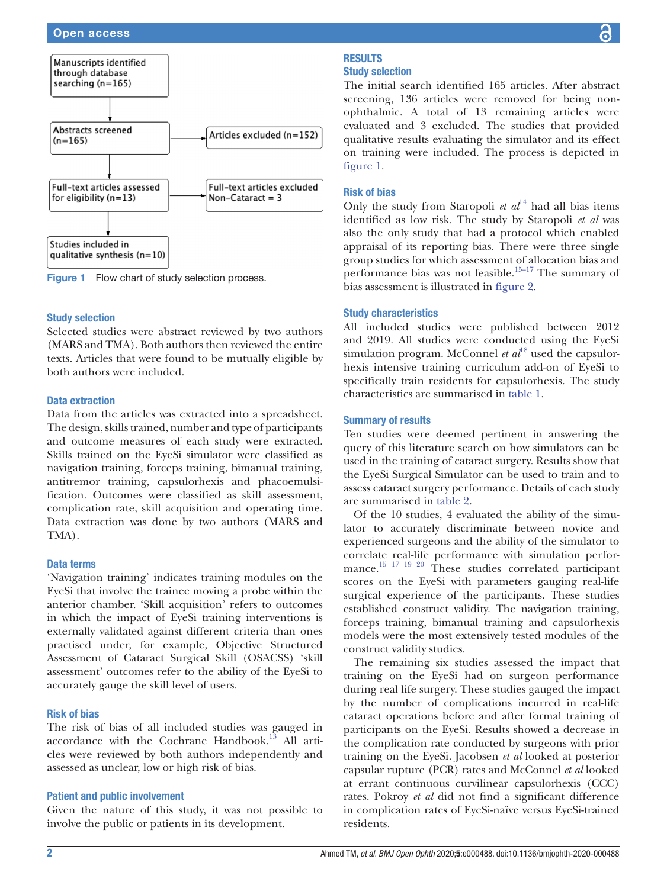Manuscripts identified through database searching (n=165)

Abstracts screened (n=165)

Articles excluded (n=152)

Full-text articles assessed for eligibility (n=13)

Full-text articles excluded Non-Cataract = 3

Studies included in qualitative synthesis (n=10)

**Figure 1** Flow chart of study selection process.

### Study selection

Selected studies were abstract reviewed by two authors (MARS and TMA). Both authors then reviewed the entire texts. Articles that were found to be mutually eligible by both authors were included.

### Data extraction

Data from the articles was extracted into a spreadsheet. The design, skills trained, number and type of participants and outcome measures of each study were extracted. Skills trained on the EyeSi simulator were classified as navigation training, forceps training, bimanual training, antitremor training, capsulorhexis and phacoemulsification. Outcomes were classified as skill assessment, complication rate, skill acquisition and operating time. Data extraction was done by two authors (MARS and TMA).

### Data terms

'Navigation training' indicates training modules on the EyeSi that involve the trainee moving a probe within the anterior chamber. 'Skill acquisition' refers to outcomes in which the impact of EyeSi training interventions is externally validated against different criteria than ones practised under, for example, Objective Structured Assessment of Cataract Surgical Skill (OSACSS) 'skill assessment' outcomes refer to the ability of the EyeSi to accurately gauge the skill level of users.

### Risk of bias

The risk of bias of all included studies was gauged in accordance with the Cochrane Handbook.[13] All articles were reviewed by both authors independently and assessed as unclear, low or high risk of bias.

### Patient and public involvement

Given the nature of this study, it was not possible to involve the public or patients in its development.

## RESULTS

### Study selection

The initial search identified 165 articles. After abstract screening, 136 articles were removed for being non-ophthalmic. A total of 13 remaining articles were evaluated and 3 excluded. The studies that provided qualitative results evaluating the simulator and its effect on training were included. The process is depicted in figure 1.

### Risk of bias

Only the study from Staropoli *et al*[14] had all bias items identified as low risk. The study by Staropoli *et al* was also the only study that had a protocol which enabled appraisal of its reporting bias. There were three single group studies for which assessment of allocation bias and performance bias was not feasible.[15–17] The summary of bias assessment is illustrated in figure 2.

### Study characteristics

All included studies were published between 2012 and 2019. All studies were conducted using the EyeSi simulation program. McConnel *et al*[18] used the capsulorhexis intensive training curriculum add-on of EyeSi to specifically train residents for capsulorhexis. The study characteristics are summarised in table 1.

### Summary of results

Ten studies were deemed pertinent in answering the query of this literature search on how simulators can be used in the training of cataract surgery. Results show that the EyeSi Surgical Simulator can be used to train and to assess cataract surgery performance. Details of each study are summarised in table 2.

Of the 10 studies, 4 evaluated the ability of the simulator to accurately discriminate between novice and experienced surgeons and the ability of the simulator to correlate real-life performance with simulation performance.[15 17 19 20] These studies correlated participant scores on the EyeSi with parameters gauging real-life surgical experience of the participants. These studies established construct validity. The navigation training, forceps training, bimanual training and capsulorhexis models were the most extensively tested modules of the construct validity studies.

The remaining six studies assessed the impact that training on the EyeSi had on surgeon performance during real life surgery. These studies gauged the impact by the number of complications incurred in real-life cataract operations before and after formal training of participants on the EyeSi. Results showed a decrease in the complication rate conducted by surgeons with prior training on the EyeSi. Jacobsen *et al* looked at posterior capsular rupture (PCR) rates and McConnel *et al* looked at errant continuous curvilinear capsulorhexis (CCC) rates. Pokroy *et al* did not find a significant difference in complication rates of EyeSi-naïve versus EyeSi-trained residents.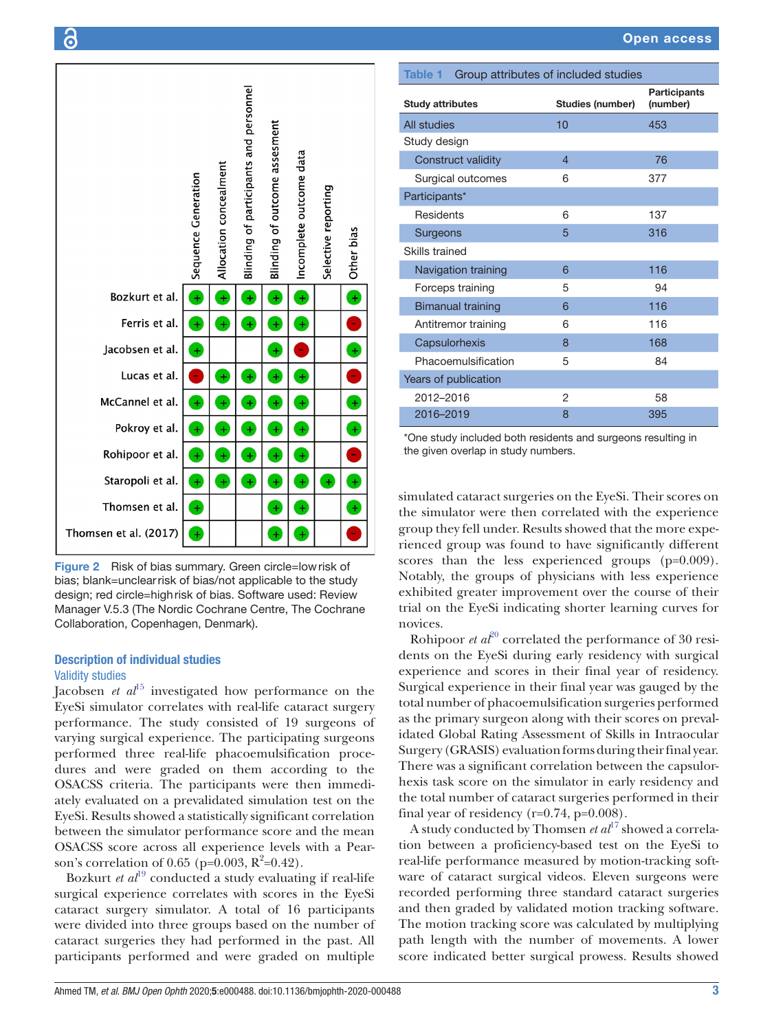| | Sequence Generation | Allocation concealment | Blinding of participants and personnel | Blinding of outcome assesment | Incomplete outcome data | Selective reporting | Other bias |
|---|---|---|---|---|---|---|---|
| Bozkurt et al. | + | + | + | + | + | | + |
| Ferris et al. | + | + | + | + | + | | − |
| Jacobsen et al. | + | | | + | − | | + |
| Lucas et al. | − | + | + | + | + | | − |
| McCannel et al. | + | + | + | + | + | | + |
| Pokroy et al. | + | + | + | + | + | | + |
| Rohipoor et al. | + | + | + | + | + | | − |
| Staropoli et al. | + | + | + | + | + | + | + |
| Thomsen et al. | + | | | + | + | | + |
| Thomsen et al. (2017) | + | | | + | + | | − |

**Figure 2** Risk of bias summary. Green circle=low risk of bias; blank=unclear risk of bias/not applicable to the study design; red circle=high risk of bias. Software used: Review Manager V.5.3 (The Nordic Cochrane Centre, The Cochrane Collaboration, Copenhagen, Denmark).

**Table 1** Group attributes of included studies

| Study attributes | Studies (number) | Participants (number) |
|---|---|---|
| All studies | 10 | 453 |
| Study design | | |
| Construct validity | 4 | 76 |
| Surgical outcomes | 6 | 377 |
| Participants* | | |
| Residents | 6 | 137 |
| Surgeons | 5 | 316 |
| Skills trained | | |
| Navigation training | 6 | 116 |
| Forceps training | 5 | 94 |
| Bimanual training | 6 | 116 |
| Antitremor training | 6 | 116 |
| Capsulorhexis | 8 | 168 |
| Phacoemulsification | 5 | 84 |
| Years of publication | | |
| 2012–2016 | 2 | 58 |
| 2016–2019 | 8 | 395 |

*One study included both residents and surgeons resulting in the given overlap in study numbers.

## Description of individual studies

### Validity studies

Jacobsen *et al*[15] investigated how performance on the EyeSi simulator correlates with real-life cataract surgery performance. The study consisted of 19 surgeons of varying surgical experience. The participating surgeons performed three real-life phacoemulsification procedures and were graded on them according to the OSACSS criteria. The participants were then immediately evaluated on a prevalidated simulation test on the EyeSi. Results showed a statistically significant correlation between the simulator performance score and the mean OSACSS score across all experience levels with a Pearson's correlation of 0.65 ($p=0.003$, $R^2=0.42$).

Bozkurt *et al*[19] conducted a study evaluating if real-life surgical experience correlates with scores in the EyeSi cataract surgery simulator. A total of 16 participants were divided into three groups based on the number of cataract surgeries they had performed in the past. All participants performed and were graded on multiple simulated cataract surgeries on the EyeSi. Their scores on the simulator were then correlated with the experience group they fell under. Results showed that the more experienced group was found to have significantly different scores than the less experienced groups ($p=0.009$). Notably, the groups of physicians with less experience exhibited greater improvement over the course of their trial on the EyeSi indicating shorter learning curves for novices.

Rohipoor *et al*[20] correlated the performance of 30 residents on the EyeSi during early residency with surgical experience and scores in their final year of residency. Surgical experience in their final year was gauged by the total number of phacoemulsification surgeries performed as the primary surgeon along with their scores on prevalidated Global Rating Assessment of Skills in Intraocular Surgery (GRASIS) evaluation forms during their final year. There was a significant correlation between the capsulorhexis task score on the simulator in early residency and the total number of cataract surgeries performed in their final year of residency ($r=0.74$, $p=0.008$).

A study conducted by Thomsen *et al*[17] showed a correlation between a proficiency-based test on the EyeSi to real-life performance measured by motion-tracking software of cataract surgical videos. Eleven surgeons were recorded performing three standard cataract surgeries and then graded by validated motion tracking software. The motion tracking score was calculated by multiplying path length with the number of movements. A lower score indicated better surgical prowess. Results showed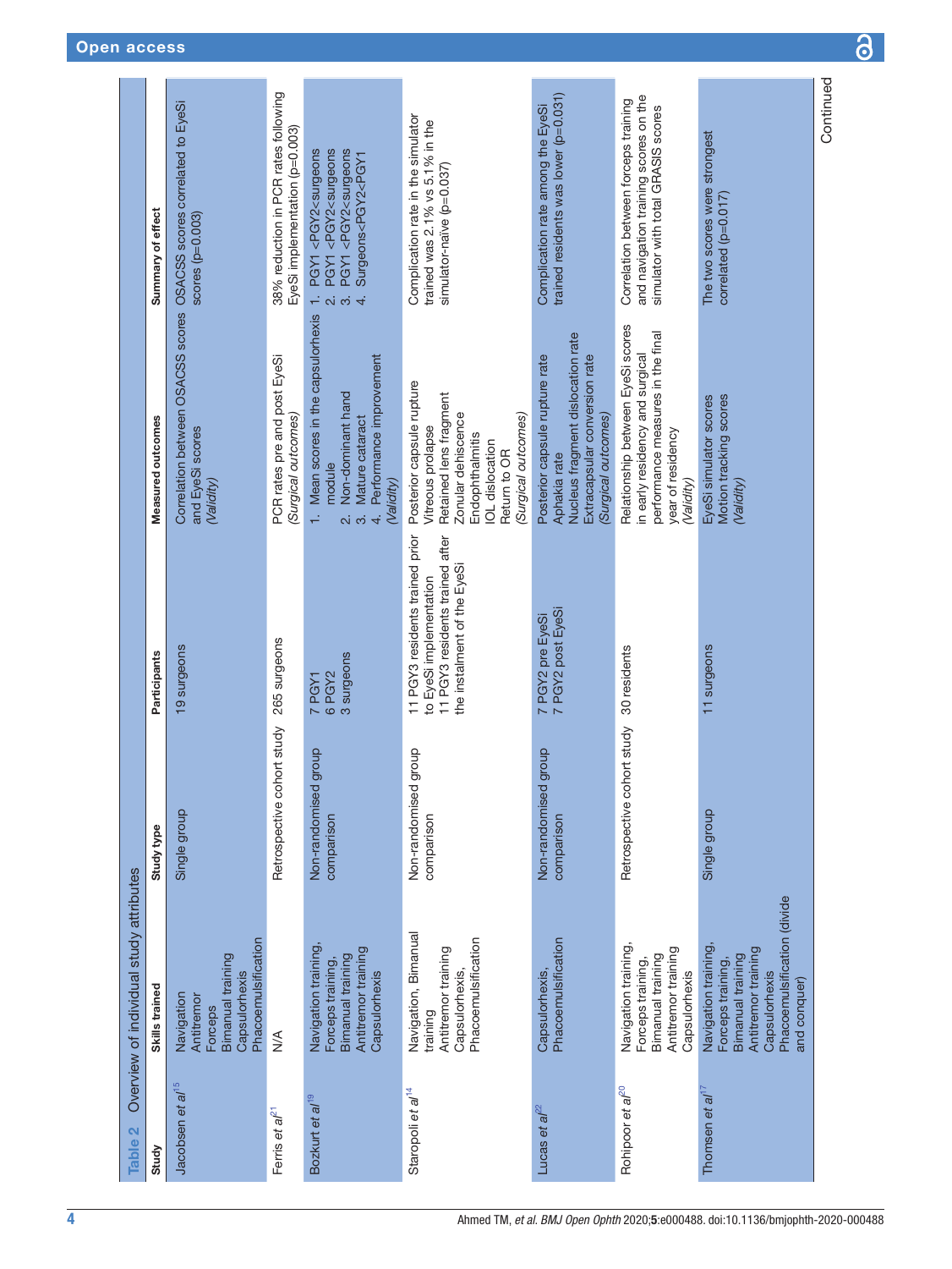**Table 2** Overview of individual study attributes

| Study | Skills trained | Study type | Participants | Measured outcomes | Summary of effect |
|---|---|---|---|---|---|
| Jacobsen *et al*[15] | Navigation<br>Antitremor<br>Forceps<br>Bimanual training<br>Capsulorhexis<br>Phacoemulsification | Single group | 19 surgeons | Correlation between OSACSS scores and EyeSi scores<br>*(Validity)* | OSACSS scores correlated to EyeSi scores (p=0.003) |
| Ferris *et al*[21] | N/A | Retrospective cohort study | 265 surgeons | PCR rates pre and post EyeSi<br>*(Surgical outcomes)* | 38% reduction in PCR rates following EyeSi implementation (p=0.003) |
| Bozkurt *et al*[19] | Navigation training,<br>Forceps training,<br>Bimanual training<br>Antitremor training<br>Capsulorhexis | Non-randomised group comparison | 7 PGY1<br>6 PGY2<br>3 surgeons | 1. Mean scores in the capsulorhexis module<br>2. Non-dominant hand<br>3. Mature cataract<br>4. Performance improvement<br>*(Validity)* | 1. PGY1 <PGY2<surgeons<br>2. PGY1 <PGY2<surgeons<br>3. PGY1 <PGY2<surgeons<br>4. Surgeons<PGY2<PGY1 |
| Staropoli *et al*[14] | Navigation, Bimanual training<br>Antitremor training<br>Capsulorhexis,<br>Phacoemulsification | Non-randomised group comparison | 11 PGY3 residents trained prior to EyeSi implementation<br>11 PGY3 residents trained after the instalment of the EyeSi | Posterior capsule rupture<br>Vitreous prolapse<br>Retained lens fragment<br>Zonular dehiscence<br>Endophthalmitis<br>IOL dislocation<br>Return to OR<br>*(Surgical outcomes)* | Complication rate in the simulator trained was 2.1% vs 5.1% in the simulator-naïve (p=0.037) |
| Lucas *et al*[22] | Capsulorhexis,<br>Phacoemulsification | Non-randomised group comparison | 7 PGY2 pre EyeSi<br>7 PGY2 post EyeSi | Posterior capsule rupture rate<br>Aphakia rate<br>Nucleus fragment dislocation rate<br>Extracapsular conversion rate<br>*(Surgical outcomes)* | Complication rate among the EyeSi trained residents was lower (p=0.031) |
| Rohipoor *et al*[20] | Navigation training,<br>Forceps training,<br>Bimanual training<br>Antitremor training<br>Capsulorhexis | Retrospective cohort study | 30 residents | Relationship between EyeSi scores in early residency and surgical performance measures in the final year of residency<br>*(Validity)* | Correlation between forceps training and navigation training scores on the simulator with total GRASIS scores |
| Thomsen *et al*[17] | Navigation training,<br>Forceps training,<br>Bimanual training<br>Antitremor training<br>Capsulorhexis<br>Phacoemulsification (divide and conquer) | Single group | 11 surgeons | EyeSi simulator scores<br>Motion tracking scores<br>*(Validity)* | The two scores were strongest correlated (p=0.017) |

Continued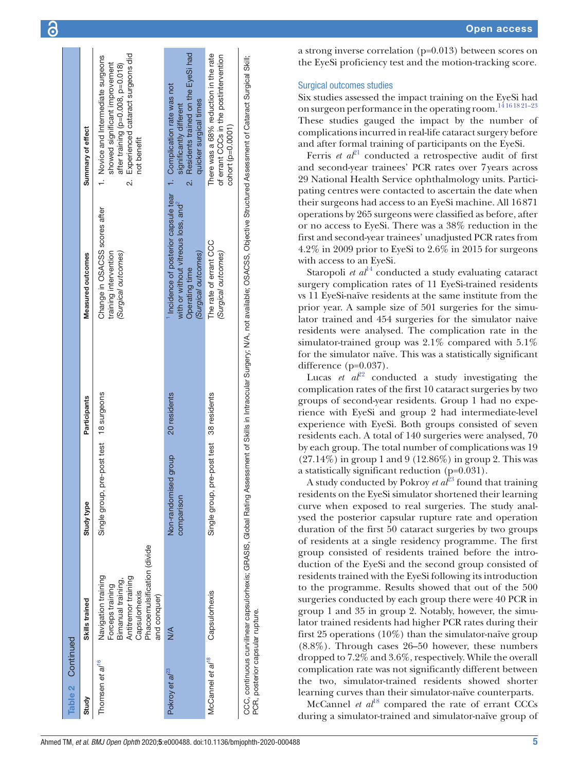Table 2 Continued

| Study | Skills trained | Study type | Participants | Measured outcomes | Summary of effect |
|---|---|---|---|---|---|
| Thomsen *et al*[16] | Navigation training<br>Forceps training<br>Bimanual training,<br>Antitremor training<br>Capsulorhexis<br>Phacoemulsification (divide and conquer) | Single group, pre-post test | 18 surgeons | Change in OSACSS scores after training intervention<br>*(Surgical outcomes)* | 1. Novice and Intermediate surgeons showed significant improvement after training (p=0.008, p=0.018)<br>2. Experienced cataract surgeons did not benefit |
| Pokroy *et al*[23] | N/A | Non-randomised group comparison | 20 residents | [1] Incidence of posterior capsule tear with or without vitreous loss, and [2] Operating time<br>*(Surgical outcomes)* | 1. Complication rate was not significantly different<br>2. Residents trained on the EyeSi had quicker surgical times |
| McCannel *et al*[18] | Capsulorhexis | Single group, pre-post test | 38 residents | The rate of errant CCC<br>*(Surgical outcomes)* | There was a 68% reduction in the rate of errant CCCs in the postintervention cohort (p=0.0001) |

CCC, continuous curvilinear capsulorhexis; GRASIS, Global Rating Assessment of Skills in Intraocular Surgery; N/A, not available; OSACSS, Objective Structured Assessment of Cataract Surgical Skill; PCR, posterior capsular rupture.

a strong inverse correlation (p=0.013) between scores on the EyeSi proficiency test and the motion-tracking score.

### Surgical outcomes studies

Six studies assessed the impact training on the EyeSi had on surgeon performance in the operating room.[14 16 18 21–23] These studies gauged the impact by the number of complications incurred in real-life cataract surgery before and after formal training of participants on the EyeSi.

Ferris *et al*[21] conducted a retrospective audit of first and second-year trainees' PCR rates over 7 years across 29 National Health Service ophthalmology units. Participating centres were contacted to ascertain the date when their surgeons had access to an EyeSi machine. All 16 871 operations by 265 surgeons were classified as before, after or no access to EyeSi. There was a 38% reduction in the first and second-year trainees' unadjusted PCR rates from 4.2% in 2009 prior to EyeSi to 2.6% in 2015 for surgeons with access to an EyeSi.

Staropoli *et al*[14] conducted a study evaluating cataract surgery complication rates of 11 EyeSi-trained residents vs 11 EyeSi-naïve residents at the same institute from the prior year. A sample size of 501 surgeries for the simulator trained and 454 surgeries for the simulator naive residents were analysed. The complication rate in the simulator-trained group was 2.1% compared with 5.1% for the simulator naïve. This was a statistically significant difference (p=0.037).

Lucas *et al*[22] conducted a study investigating the complication rates of the first 10 cataract surgeries by two groups of second-year residents. Group 1 had no experience with EyeSi and group 2 had intermediate-level experience with EyeSi. Both groups consisted of seven residents each. A total of 140 surgeries were analysed, 70 by each group. The total number of complications was 19 (27.14%) in group 1 and 9 (12.86%) in group 2. This was a statistically significant reduction (p=0.031).

A study conducted by Pokroy *et al*[23] found that training residents on the EyeSi simulator shortened their learning curve when exposed to real surgeries. The study analysed the posterior capsular rupture rate and operation duration of the first 50 cataract surgeries by two groups of residents at a single residency programme. The first group consisted of residents trained before the introduction of the EyeSi and the second group consisted of residents trained with the EyeSi following its introduction to the programme. Results showed that out of the 500 surgeries conducted by each group there were 40 PCR in group 1 and 35 in group 2. Notably, however, the simulator trained residents had higher PCR rates during their first 25 operations (10%) than the simulator-naïve group (8.8%). Through cases 26–50 however, these numbers dropped to 7.2% and 3.6%, respectively. While the overall complication rate was not significantly different between the two, simulator-trained residents showed shorter learning curves than their simulator-naïve counterparts.

McCannel *et al*[18] compared the rate of errant CCCs during a simulator-trained and simulator-naïve group of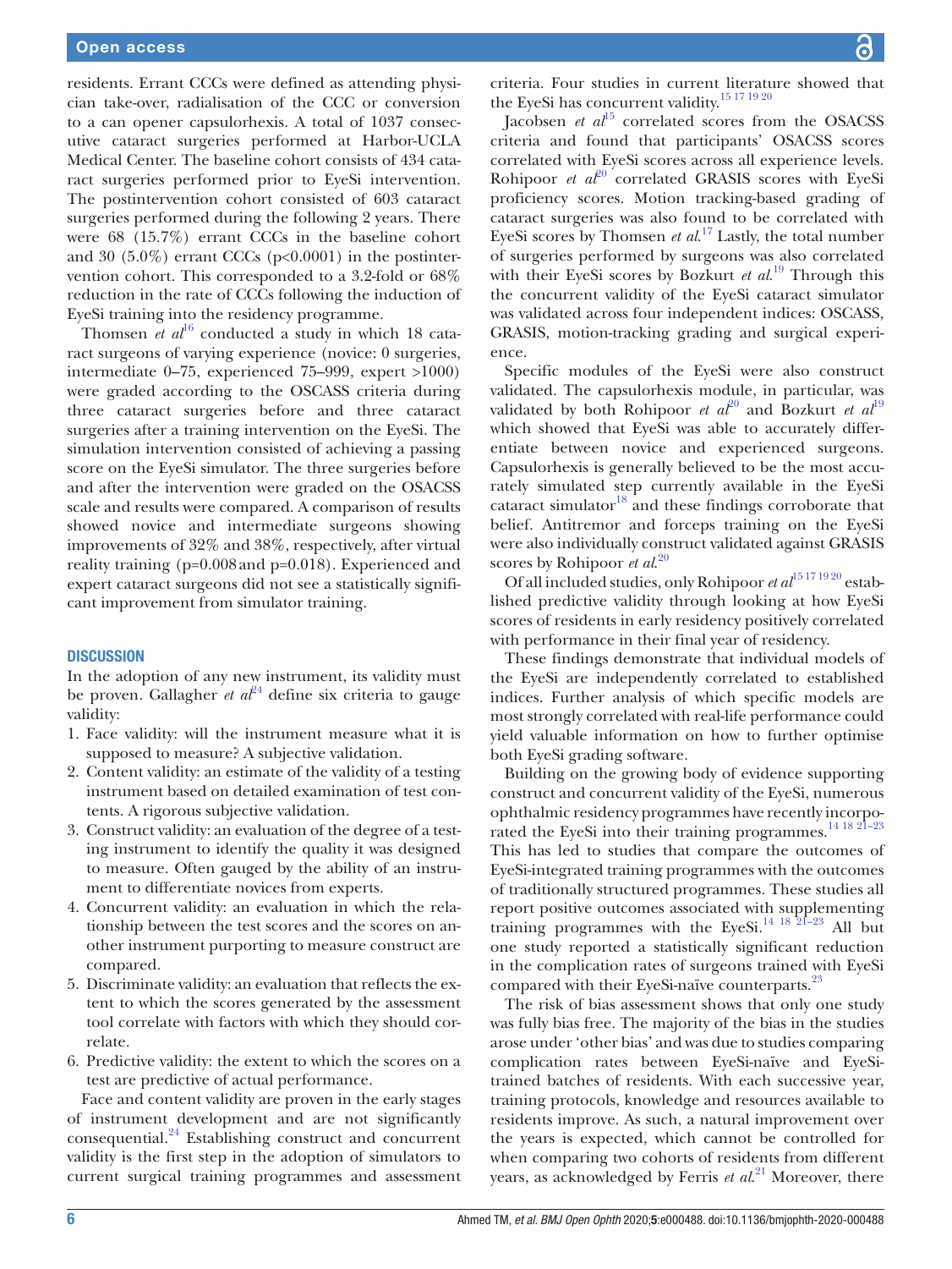residents. Errant CCCs were defined as attending physician take-over, radialisation of the CCC or conversion to a can opener capsulorhexis. A total of 1037 consecutive cataract surgeries performed at Harbor-UCLA Medical Center. The baseline cohort consists of 434 cataract surgeries performed prior to EyeSi intervention. The postintervention cohort consisted of 603 cataract surgeries performed during the following 2 years. There were 68 (15.7%) errant CCCs in the baseline cohort and 30 (5.0%) errant CCCs (p<0.0001) in the postintervention cohort. This corresponded to a 3.2-fold or 68% reduction in the rate of CCCs following the induction of EyeSi training into the residency programme.

Thomsen *et al*[16] conducted a study in which 18 cataract surgeons of varying experience (novice: 0 surgeries, intermediate 0–75, experienced 75–999, expert >1000) were graded according to the OSCASS criteria during three cataract surgeries before and three cataract surgeries after a training intervention on the EyeSi. The simulation intervention consisted of achieving a passing score on the EyeSi simulator. The three surgeries before and after the intervention were graded on the OSACSS scale and results were compared. A comparison of results showed novice and intermediate surgeons showing improvements of 32% and 38%, respectively, after virtual reality training (p=0.008 and p=0.018). Experienced and expert cataract surgeons did not see a statistically significant improvement from simulator training.

## DISCUSSION

In the adoption of any new instrument, its validity must be proven. Gallagher *et al*[24] define six criteria to gauge validity:

1. Face validity: will the instrument measure what it is supposed to measure? A subjective validation.
2. Content validity: an estimate of the validity of a testing instrument based on detailed examination of test contents. A rigorous subjective validation.
3. Construct validity: an evaluation of the degree of a testing instrument to identify the quality it was designed to measure. Often gauged by the ability of an instrument to differentiate novices from experts.
4. Concurrent validity: an evaluation in which the relationship between the test scores and the scores on another instrument purporting to measure construct are compared.
5. Discriminate validity: an evaluation that reflects the extent to which the scores generated by the assessment tool correlate with factors with which they should correlate.
6. Predictive validity: the extent to which the scores on a test are predictive of actual performance.

Face and content validity are proven in the early stages of instrument development and are not significantly consequential.[24] Establishing construct and concurrent validity is the first step in the adoption of simulators to current surgical training programmes and assessment criteria. Four studies in current literature showed that the EyeSi has concurrent validity.[15 17 19 20]

Jacobsen *et al*[15] correlated scores from the OSACSS criteria and found that participants' OSACSS scores correlated with EyeSi scores across all experience levels. Rohipoor *et al*[20] correlated GRASIS scores with EyeSi proficiency scores. Motion tracking-based grading of cataract surgeries was also found to be correlated with EyeSi scores by Thomsen *et al*.[17] Lastly, the total number of surgeries performed by surgeons was also correlated with their EyeSi scores by Bozkurt *et al*.[19] Through this the concurrent validity of the EyeSi cataract simulator was validated across four independent indices: OSCASS, GRASIS, motion-tracking grading and surgical experience.

Specific modules of the EyeSi were also construct validated. The capsulorhexis module, in particular, was validated by both Rohipoor *et al*[20] and Bozkurt *et al*[19] which showed that EyeSi was able to accurately differentiate between novice and experienced surgeons. Capsulorhexis is generally believed to be the most accurately simulated step currently available in the EyeSi cataract simulator[18] and these findings corroborate that belief. Antitremor and forceps training on the EyeSi were also individually construct validated against GRASIS scores by Rohipoor *et al*.[20]

Of all included studies, only Rohipoor *et al*[15 17 19 20] established predictive validity through looking at how EyeSi scores of residents in early residency positively correlated with performance in their final year of residency.

These findings demonstrate that individual models of the EyeSi are independently correlated to established indices. Further analysis of which specific models are most strongly correlated with real-life performance could yield valuable information on how to further optimise both EyeSi grading software.

Building on the growing body of evidence supporting construct and concurrent validity of the EyeSi, numerous ophthalmic residency programmes have recently incorporated the EyeSi into their training programmes.[14 18 21–23] This has led to studies that compare the outcomes of EyeSi-integrated training programmes with the outcomes of traditionally structured programmes. These studies all report positive outcomes associated with supplementing training programmes with the EyeSi.[14 18 21–23] All but one study reported a statistically significant reduction in the complication rates of surgeons trained with EyeSi compared with their EyeSi-naïve counterparts.[23]

The risk of bias assessment shows that only one study was fully bias free. The majority of the bias in the studies arose under 'other bias' and was due to studies comparing complication rates between EyeSi-naïve and EyeSi-trained batches of residents. With each successive year, training protocols, knowledge and resources available to residents improve. As such, a natural improvement over the years is expected, which cannot be controlled for when comparing two cohorts of residents from different years, as acknowledged by Ferris *et al*.[21] Moreover, there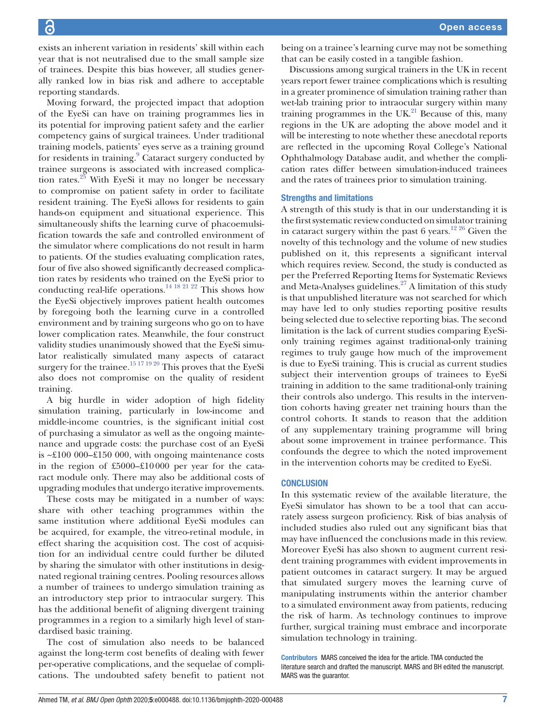exists an inherent variation in residents' skill within each year that is not neutralised due to the small sample size of trainees. Despite this bias however, all studies generally ranked low in bias risk and adhere to acceptable reporting standards.

Moving forward, the projected impact that adoption of the EyeSi can have on training programmes lies in its potential for improving patient safety and the earlier competency gains of surgical trainees. Under traditional training models, patients' eyes serve as a training ground for residents in training.[9] Cataract surgery conducted by trainee surgeons is associated with increased complication rates.[25] With EyeSi it may no longer be necessary to compromise on patient safety in order to facilitate resident training. The EyeSi allows for residents to gain hands-on equipment and situational experience. This simultaneously shifts the learning curve of phacoemulsification towards the safe and controlled environment of the simulator where complications do not result in harm to patients. Of the studies evaluating complication rates, four of five also showed significantly decreased complication rates by residents who trained on the EyeSi prior to conducting real-life operations.[14 18 21 22] This shows how the EyeSi objectively improves patient health outcomes by foregoing both the learning curve in a controlled environment and by training surgeons who go on to have lower complication rates. Meanwhile, the four construct validity studies unanimously showed that the EyeSi simulator realistically simulated many aspects of cataract surgery for the trainee.[15 17 19 20] This proves that the EyeSi also does not compromise on the quality of resident training.

A big hurdle in wider adoption of high fidelity simulation training, particularly in low-income and middle-income countries, is the significant initial cost of purchasing a simulator as well as the ongoing maintenance and upgrade costs: the purchase cost of an EyeSi is ~£100 000–£150 000, with ongoing maintenance costs in the region of £5000–£10 000 per year for the cataract module only. There may also be additional costs of upgrading modules that undergo iterative improvements.

These costs may be mitigated in a number of ways: share with other teaching programmes within the same institution where additional EyeSi modules can be acquired, for example, the vitreo-retinal module, in effect sharing the acquisition cost. The cost of acquisition for an individual centre could further be diluted by sharing the simulator with other institutions in designated regional training centres. Pooling resources allows a number of trainees to undergo simulation training as an introductory step prior to intraocular surgery. This has the additional benefit of aligning divergent training programmes in a region to a similarly high level of standardised basic training.

The cost of simulation also needs to be balanced against the long-term cost benefits of dealing with fewer per-operative complications, and the sequelae of complications. The undoubted safety benefit to patient not being on a trainee's learning curve may not be something that can be easily costed in a tangible fashion.

Discussions among surgical trainers in the UK in recent years report fewer trainee complications which is resulting in a greater prominence of simulation training rather than wet-lab training prior to intraocular surgery within many training programmes in the UK.[21] Because of this, many regions in the UK are adopting the above model and it will be interesting to note whether these anecdotal reports are reflected in the upcoming Royal College's National Ophthalmology Database audit, and whether the complication rates differ between simulation-induced trainees and the rates of trainees prior to simulation training.

### Strengths and limitations

A strength of this study is that in our understanding it is the first systematic review conducted on simulator training in cataract surgery within the past 6 years.[12 26] Given the novelty of this technology and the volume of new studies published on it, this represents a significant interval which requires review. Second, the study is conducted as per the Preferred Reporting Items for Systematic Reviews and Meta-Analyses guidelines.[27] A limitation of this study is that unpublished literature was not searched for which may have led to only studies reporting positive results being selected due to selective reporting bias. The second limitation is the lack of current studies comparing EyeSi-only training regimes against traditional-only training regimes to truly gauge how much of the improvement is due to EyeSi training. This is crucial as current studies subject their intervention groups of trainees to EyeSi training in addition to the same traditional-only training their controls also undergo. This results in the intervention cohorts having greater net training hours than the control cohorts. It stands to reason that the addition of any supplementary training programme will bring about some improvement in trainee performance. This confounds the degree to which the noted improvement in the intervention cohorts may be credited to EyeSi.

## CONCLUSION

In this systematic review of the available literature, the EyeSi simulator has shown to be a tool that can accurately assess surgeon proficiency. Risk of bias analysis of included studies also ruled out any significant bias that may have influenced the conclusions made in this review. Moreover EyeSi has also shown to augment current resident training programmes with evident improvements in patient outcomes in cataract surgery. It may be argued that simulated surgery moves the learning curve of manipulating instruments within the anterior chamber to a simulated environment away from patients, reducing the risk of harm. As technology continues to improve further, surgical training must embrace and incorporate simulation technology in training.

**Contributors** MARS conceived the idea for the article. TMA conducted the literature search and drafted the manuscript. MARS and BH edited the manuscript. MARS was the guarantor.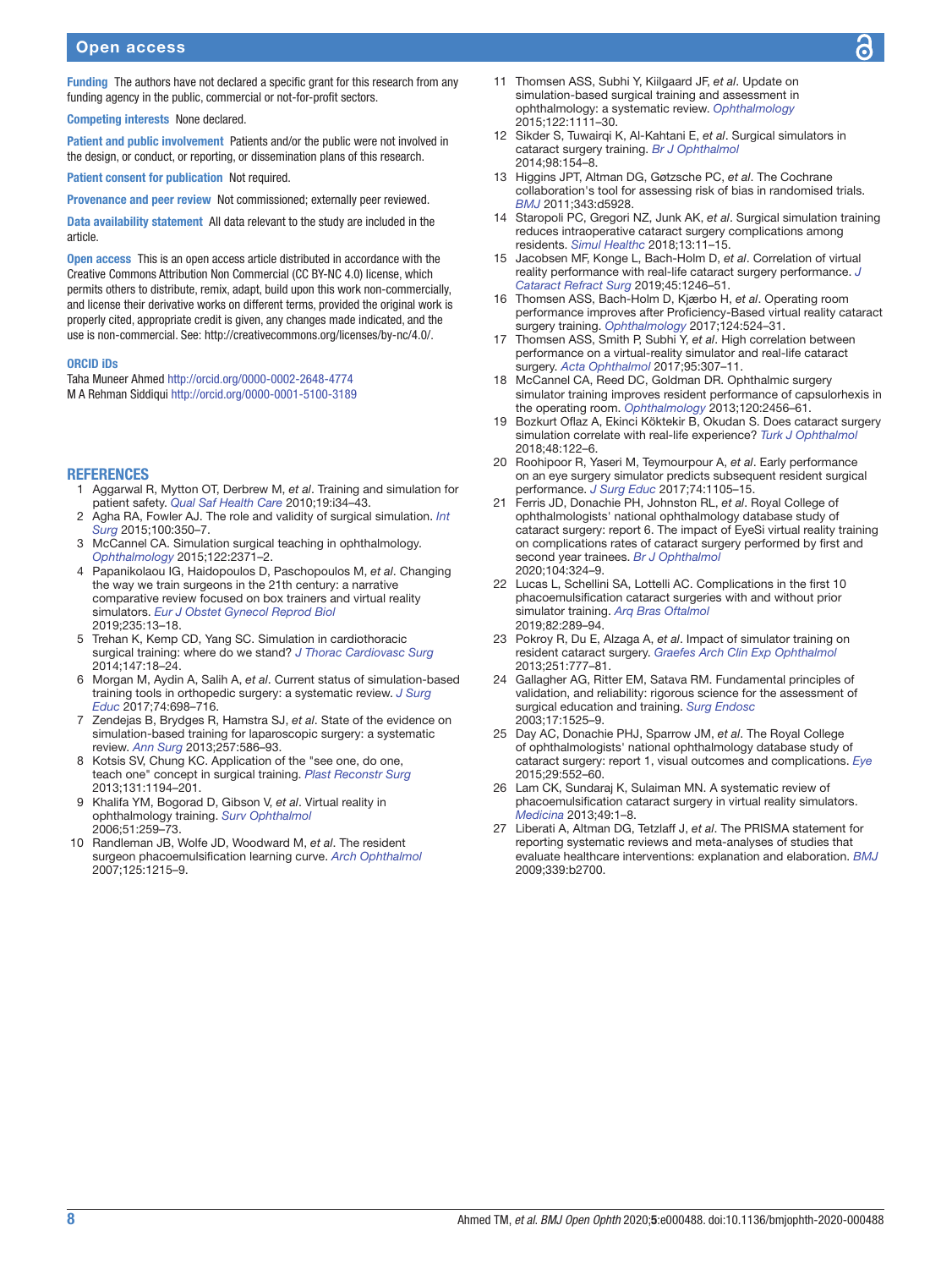**Funding** The authors have not declared a specific grant for this research from any funding agency in the public, commercial or not-for-profit sectors.

**Competing interests** None declared.

**Patient and public involvement** Patients and/or the public were not involved in the design, or conduct, or reporting, or dissemination plans of this research.

**Patient consent for publication** Not required.

**Provenance and peer review** Not commissioned; externally peer reviewed.

**Data availability statement** All data relevant to the study are included in the article.

**Open access** This is an open access article distributed in accordance with the Creative Commons Attribution Non Commercial (CC BY-NC 4.0) license, which permits others to distribute, remix, adapt, build upon this work non-commercially, and license their derivative works on different terms, provided the original work is properly cited, appropriate credit is given, any changes made indicated, and the use is non-commercial. See: http://creativecommons.org/licenses/by-nc/4.0/.

**ORCID iDs**

Taha Muneer Ahmed http://orcid.org/0000-0002-2648-4774
M A Rehman Siddiqui http://orcid.org/0000-0001-5100-3189

## REFERENCES

1. Aggarwal R, Mytton OT, Derbrew M, *et al*. Training and simulation for patient safety. *Qual Saf Health Care* 2010;19:i34–43.
2. Agha RA, Fowler AJ. The role and validity of surgical simulation. *Int Surg* 2015;100:350–7.
3. McCannel CA. Simulation surgical teaching in ophthalmology. *Ophthalmology* 2015;122:2371–2.
4. Papanikolaou IG, Haidopoulos D, Paschopoulos M, *et al*. Changing the way we train surgeons in the 21th century: a narrative comparative review focused on box trainers and virtual reality simulators. *Eur J Obstet Gynecol Reprod Biol* 2019;235:13–18.
5. Trehan K, Kemp CD, Yang SC. Simulation in cardiothoracic surgical training: where do we stand? *J Thorac Cardiovasc Surg* 2014;147:18–24.
6. Morgan M, Aydin A, Salih A, *et al*. Current status of simulation-based training tools in orthopedic surgery: a systematic review. *J Surg Educ* 2017;74:698–716.
7. Zendejas B, Brydges R, Hamstra SJ, *et al*. State of the evidence on simulation-based training for laparoscopic surgery: a systematic review. *Ann Surg* 2013;257:586–93.
8. Kotsis SV, Chung KC. Application of the "see one, do one, teach one" concept in surgical training. *Plast Reconstr Surg* 2013;131:1194–201.
9. Khalifa YM, Bogorad D, Gibson V, *et al*. Virtual reality in ophthalmology training. *Surv Ophthalmol* 2006;51:259–73.
10. Randleman JB, Wolfe JD, Woodward M, *et al*. The resident surgeon phacoemulsification learning curve. *Arch Ophthalmol* 2007;125:1215–9.
11. Thomsen ASS, Subhi Y, Kiilgaard JF, *et al*. Update on simulation-based surgical training and assessment in ophthalmology: a systematic review. *Ophthalmology* 2015;122:1111–30.
12. Sikder S, Tuwairqi K, Al-Kahtani E, *et al*. Surgical simulators in cataract surgery training. *Br J Ophthalmol* 2014;98:154–8.
13. Higgins JPT, Altman DG, Gøtzsche PC, *et al*. The Cochrane collaboration's tool for assessing risk of bias in randomised trials. *BMJ* 2011;343:d5928.
14. Staropoli PC, Gregori NZ, Junk AK, *et al*. Surgical simulation training reduces intraoperative cataract surgery complications among residents. *Simul Healthc* 2018;13:11–15.
15. Jacobsen MF, Konge L, Bach-Holm D, *et al*. Correlation of virtual reality performance with real-life cataract surgery performance. *J Cataract Refract Surg* 2019;45:1246–51.
16. Thomsen ASS, Bach-Holm D, Kjærbo H, *et al*. Operating room performance improves after Proficiency-Based virtual reality cataract surgery training. *Ophthalmology* 2017;124:524–31.
17. Thomsen ASS, Smith P, Subhi Y, *et al*. High correlation between performance on a virtual-reality simulator and real-life cataract surgery. *Acta Ophthalmol* 2017;95:307–11.
18. McCannel CA, Reed DC, Goldman DR. Ophthalmic surgery simulator training improves resident performance of capsulorhexis in the operating room. *Ophthalmology* 2013;120:2456–61.
19. Bozkurt Oflaz A, Ekinci Köktekir B, Okudan S. Does cataract surgery simulation correlate with real-life experience? *Turk J Ophthalmol* 2018;48:122–6.
20. Roohipoor R, Yaseri M, Teymourpour A, *et al*. Early performance on an eye surgery simulator predicts subsequent resident surgical performance. *J Surg Educ* 2017;74:1105–15.
21. Ferris JD, Donachie PH, Johnston RL, *et al*. Royal College of ophthalmologists' national ophthalmology database study of cataract surgery: report 6. The impact of EyeSi virtual reality training on complications rates of cataract surgery performed by first and second year trainees. *Br J Ophthalmol* 2020;104:324–9.
22. Lucas L, Schellini SA, Lottelli AC. Complications in the first 10 phacoemulsification cataract surgeries with and without prior simulator training. *Arq Bras Oftalmol* 2019;82:289–94.
23. Pokroy R, Du E, Alzaga A, *et al*. Impact of simulator training on resident cataract surgery. *Graefes Arch Clin Exp Ophthalmol* 2013;251:777–81.
24. Gallagher AG, Ritter EM, Satava RM. Fundamental principles of validation, and reliability: rigorous science for the assessment of surgical education and training. *Surg Endosc* 2003;17:1525–9.
25. Day AC, Donachie PHJ, Sparrow JM, *et al*. The Royal College of ophthalmologists' national ophthalmology database study of cataract surgery: report 1, visual outcomes and complications. *Eye* 2015;29:552–60.
26. Lam CK, Sundaraj K, Sulaiman MN. A systematic review of phacoemulsification cataract surgery in virtual reality simulators. *Medicina* 2013;49:1–8.
27. Liberati A, Altman DG, Tetzlaff J, *et al*. The PRISMA statement for reporting systematic reviews and meta-analyses of studies that evaluate healthcare interventions: explanation and elaboration. *BMJ* 2009;339:b2700.